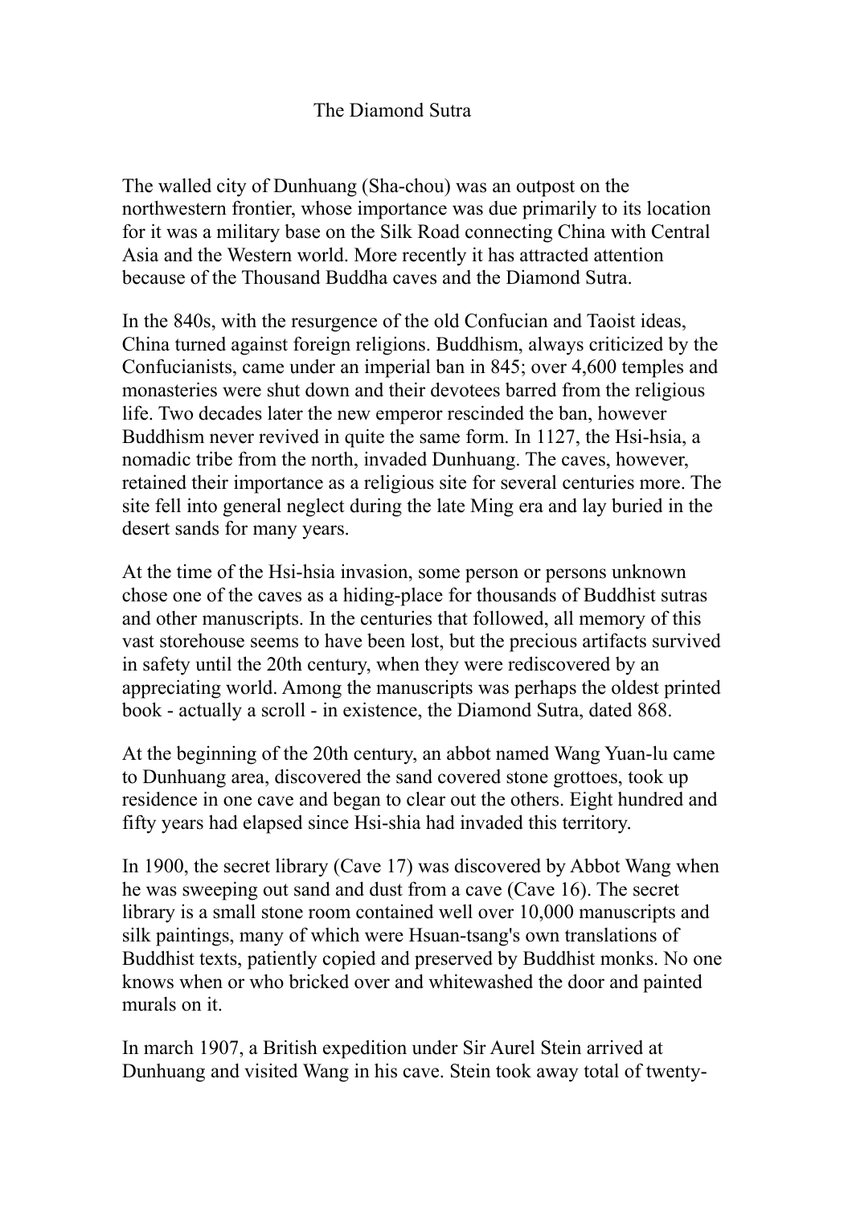# The Diamond Sutra

The walled city of Dunhuang (Sha-chou) was an outpost on the northwestern frontier, whose importance was due primarily to its location for it was a military base on the Silk Road connecting China with Central Asia and the Western world. More recently it has attracted attention because of the Thousand Buddha caves and the Diamond Sutra.

In the 840s, with the resurgence of the old Confucian and Taoist ideas, China turned against foreign religions. Buddhism, always criticized by the Confucianists, came under an imperial ban in 845; over 4,600 temples and monasteries were shut down and their devotees barred from the religious life. Two decades later the new emperor rescinded the ban, however Buddhism never revived in quite the same form. In 1127, the Hsi-hsia, a nomadic tribe from the north, invaded Dunhuang. The caves, however, retained their importance as a religious site for several centuries more. The site fell into general neglect during the late Ming era and lay buried in the desert sands for many years.

At the time of the Hsi-hsia invasion, some person or persons unknown chose one of the caves as a hiding-place for thousands of Buddhist sutras and other manuscripts. In the centuries that followed, all memory of this vast storehouse seems to have been lost, but the precious artifacts survived in safety until the 20th century, when they were rediscovered by an appreciating world. Among the manuscripts was perhaps the oldest printed book - actually a scroll - in existence, the Diamond Sutra, dated 868.

At the beginning of the 20th century, an abbot named Wang Yuan-lu came to Dunhuang area, discovered the sand covered stone grottoes, took up residence in one cave and began to clear out the others. Eight hundred and fifty years had elapsed since Hsi-shia had invaded this territory.

In 1900, the secret library (Cave 17) was discovered by Abbot Wang when he was sweeping out sand and dust from a cave (Cave 16). The secret library is a small stone room contained well over 10,000 manuscripts and silk paintings, many of which were Hsuan-tsang's own translations of Buddhist texts, patiently copied and preserved by Buddhist monks. No one knows when or who bricked over and whitewashed the door and painted murals on it.

In march 1907, a British expedition under Sir Aurel Stein arrived at Dunhuang and visited Wang in his cave. Stein took away total of twenty-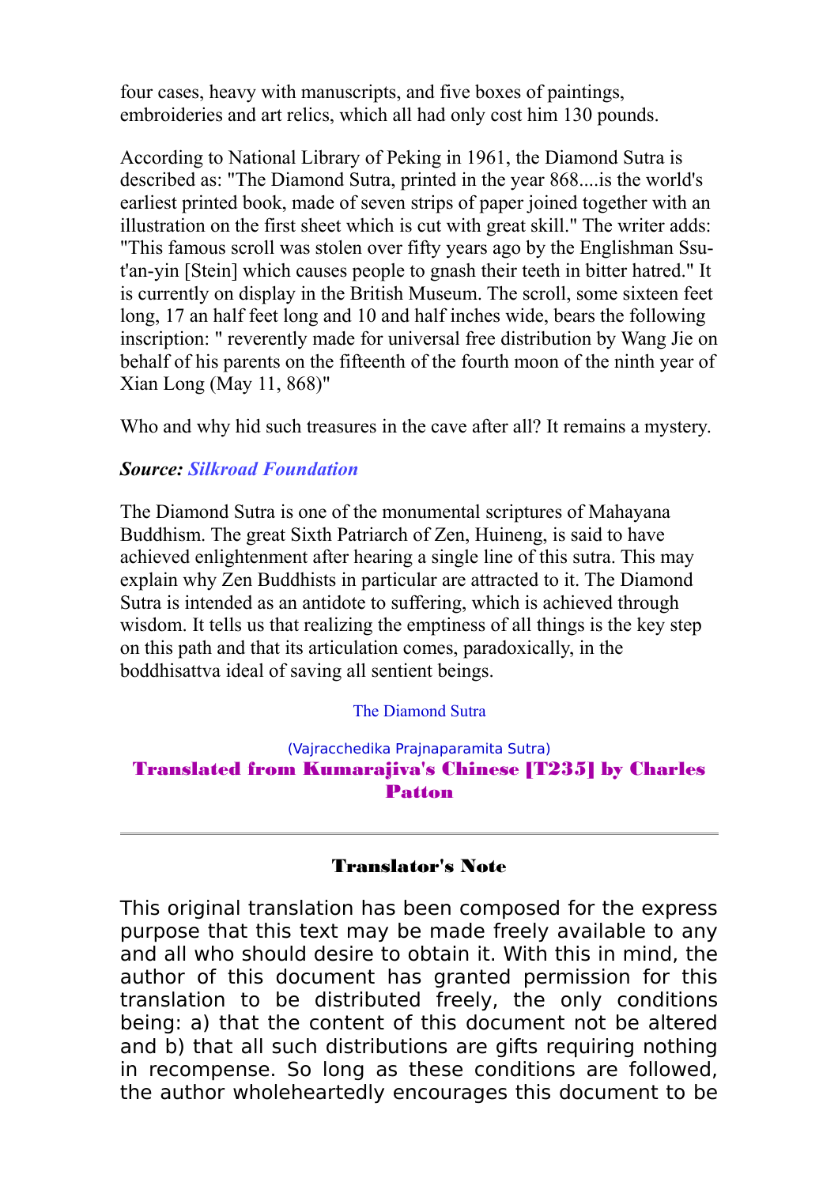four cases, heavy with manuscripts, and five boxes of paintings, embroideries and art relics, which all had only cost him 130 pounds.

According to National Library of Peking in 1961, the Diamond Sutra is described as: "The Diamond Sutra, printed in the year 868....is the world's earliest printed book, made of seven strips of paper joined together with an illustration on the first sheet which is cut with great skill." The writer adds: "This famous scroll was stolen over fifty years ago by the Englishman Ssu-t'an-yin [Stein] which causes people to gnash their teeth in bitter hatred." It is currently on display in the British Museum. The scroll, some sixteen feet long, 17 an half feet long and 10 and half inches wide, bears the following inscription: " reverently made for universal free distribution by Wang Jie on behalf of his parents on the fifteenth of the fourth moon of the ninth year of Xian Long (May 11, 868)"

Who and why hid such treasures in the cave after all? It remains a mystery.

***Source:* *Silkroad Foundation***

The Diamond Sutra is one of the monumental scriptures of Mahayana Buddhism. The great Sixth Patriarch of Zen, Huineng, is said to have achieved enlightenment after hearing a single line of this sutra. This may explain why Zen Buddhists in particular are attracted to it. The Diamond Sutra is intended as an antidote to suffering, which is achieved through wisdom. It tells us that realizing the emptiness of all things is the key step on this path and that its articulation comes, paradoxically, in the boddhisattva ideal of saving all sentient beings.

The Diamond Sutra

(Vajracchedika Prajnaparamita Sutra)

## Translated from Kumarajiva's Chinese [T235] by Charles Patton

---

### Translator's Note

This original translation has been composed for the express purpose that this text may be made freely available to any and all who should desire to obtain it. With this in mind, the author of this document has granted permission for this translation to be distributed freely, the only conditions being: a) that the content of this document not be altered and b) that all such distributions are gifts requiring nothing in recompense. So long as these conditions are followed, the author wholeheartedly encourages this document to be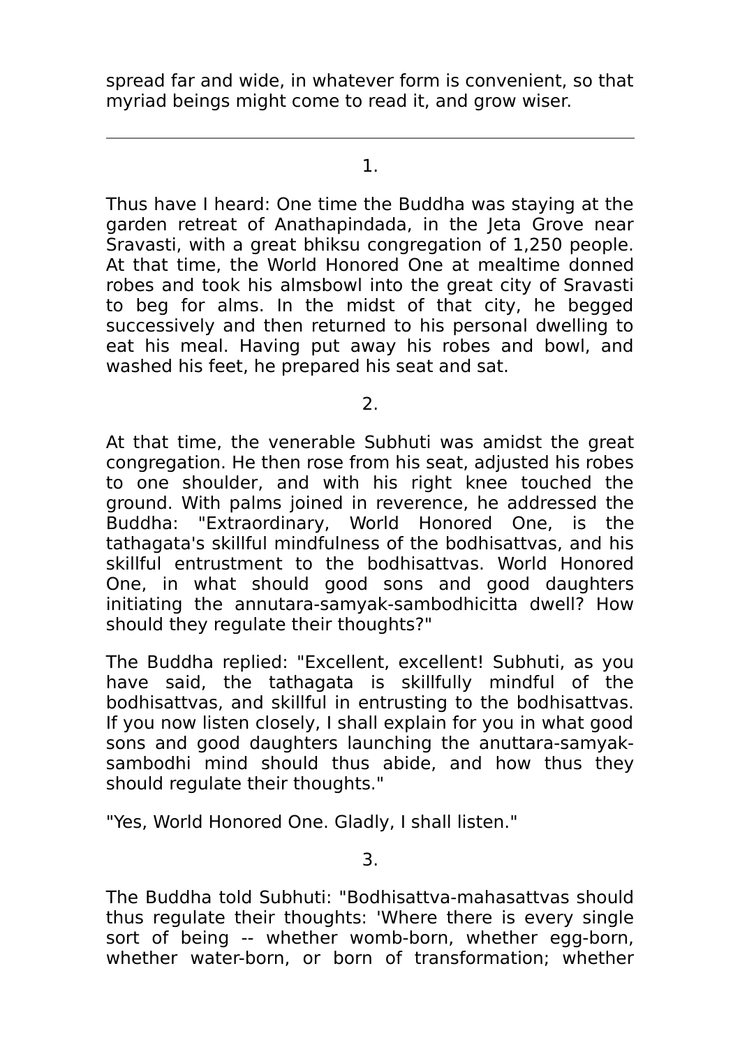spread far and wide, in whatever form is convenient, so that myriad beings might come to read it, and grow wiser.

---

1.

Thus have I heard: One time the Buddha was staying at the garden retreat of Anathapindada, in the Jeta Grove near Sravasti, with a great bhiksu congregation of 1,250 people. At that time, the World Honored One at mealtime donned robes and took his almsbowl into the great city of Sravasti to beg for alms. In the midst of that city, he begged successively and then returned to his personal dwelling to eat his meal. Having put away his robes and bowl, and washed his feet, he prepared his seat and sat.

2.

At that time, the venerable Subhuti was amidst the great congregation. He then rose from his seat, adjusted his robes to one shoulder, and with his right knee touched the ground. With palms joined in reverence, he addressed the Buddha: "Extraordinary, World Honored One, is the tathagata's skillful mindfulness of the bodhisattvas, and his skillful entrustment to the bodhisattvas. World Honored One, in what should good sons and good daughters initiating the annutara-samyak-sambodhicitta dwell? How should they regulate their thoughts?"

The Buddha replied: "Excellent, excellent! Subhuti, as you have said, the tathagata is skillfully mindful of the bodhisattvas, and skillful in entrusting to the bodhisattvas. If you now listen closely, I shall explain for you in what good sons and good daughters launching the anuttara-samyak-sambodhi mind should thus abide, and how thus they should regulate their thoughts."

"Yes, World Honored One. Gladly, I shall listen."

3.

The Buddha told Subhuti: "Bodhisattva-mahasattvas should thus regulate their thoughts: 'Where there is every single sort of being -- whether womb-born, whether egg-born, whether water-born, or born of transformation; whether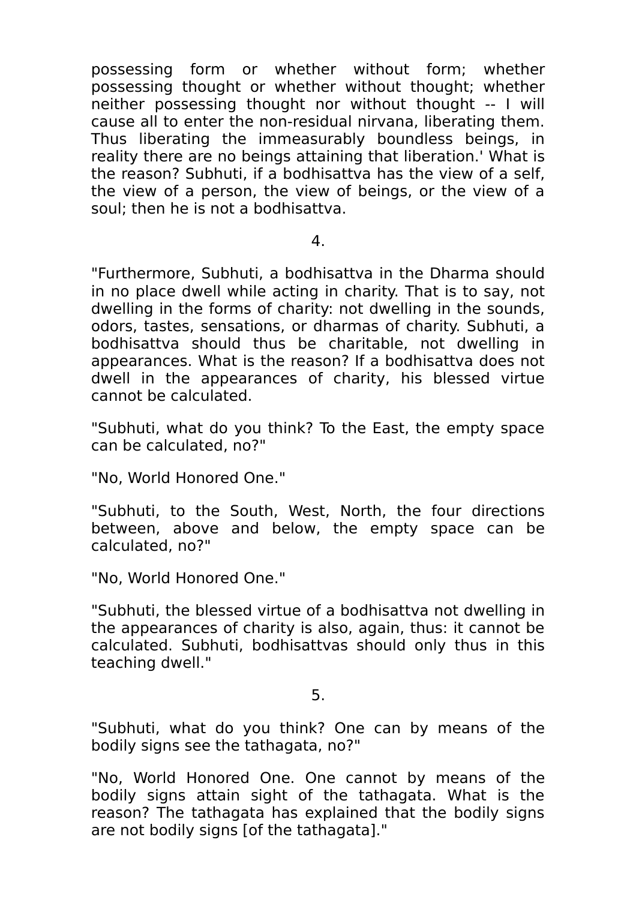possessing form or whether without form; whether possessing thought or whether without thought; whether neither possessing thought nor without thought -- I will cause all to enter the non-residual nirvana, liberating them. Thus liberating the immeasurably boundless beings, in reality there are no beings attaining that liberation.' What is the reason? Subhuti, if a bodhisattva has the view of a self, the view of a person, the view of beings, or the view of a soul; then he is not a bodhisattva.

4.

"Furthermore, Subhuti, a bodhisattva in the Dharma should in no place dwell while acting in charity. That is to say, not dwelling in the forms of charity: not dwelling in the sounds, odors, tastes, sensations, or dharmas of charity. Subhuti, a bodhisattva should thus be charitable, not dwelling in appearances. What is the reason? If a bodhisattva does not dwell in the appearances of charity, his blessed virtue cannot be calculated.

"Subhuti, what do you think? To the East, the empty space can be calculated, no?"

"No, World Honored One."

"Subhuti, to the South, West, North, the four directions between, above and below, the empty space can be calculated, no?"

"No, World Honored One."

"Subhuti, the blessed virtue of a bodhisattva not dwelling in the appearances of charity is also, again, thus: it cannot be calculated. Subhuti, bodhisattvas should only thus in this teaching dwell."

5.

"Subhuti, what do you think? One can by means of the bodily signs see the tathagata, no?"

"No, World Honored One. One cannot by means of the bodily signs attain sight of the tathagata. What is the reason? The tathagata has explained that the bodily signs are not bodily signs [of the tathagata]."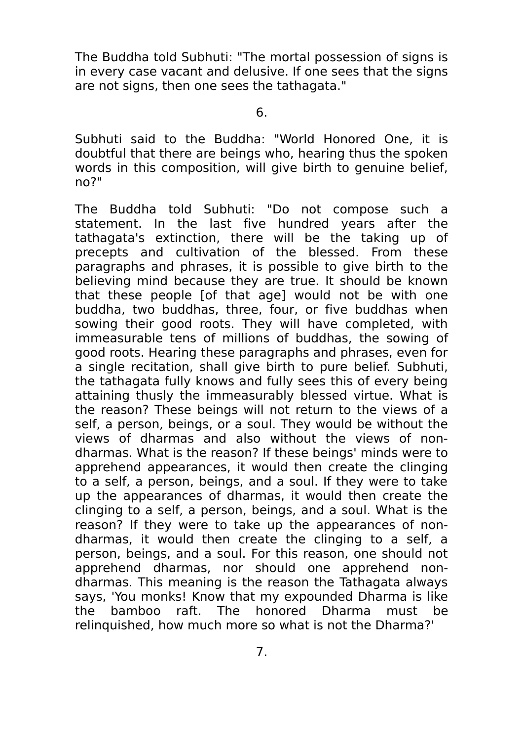The Buddha told Subhuti: "The mortal possession of signs is in every case vacant and delusive. If one sees that the signs are not signs, then one sees the tathagata."

6.

Subhuti said to the Buddha: "World Honored One, it is doubtful that there are beings who, hearing thus the spoken words in this composition, will give birth to genuine belief, no?"

The Buddha told Subhuti: "Do not compose such a statement. In the last five hundred years after the tathagata's extinction, there will be the taking up of precepts and cultivation of the blessed. From these paragraphs and phrases, it is possible to give birth to the believing mind because they are true. It should be known that these people [of that age] would not be with one buddha, two buddhas, three, four, or five buddhas when sowing their good roots. They will have completed, with immeasurable tens of millions of buddhas, the sowing of good roots. Hearing these paragraphs and phrases, even for a single recitation, shall give birth to pure belief. Subhuti, the tathagata fully knows and fully sees this of every being attaining thusly the immeasurably blessed virtue. What is the reason? These beings will not return to the views of a self, a person, beings, or a soul. They would be without the views of dharmas and also without the views of non-dharmas. What is the reason? If these beings' minds were to apprehend appearances, it would then create the clinging to a self, a person, beings, and a soul. If they were to take up the appearances of dharmas, it would then create the clinging to a self, a person, beings, and a soul. What is the reason? If they were to take up the appearances of non-dharmas, it would then create the clinging to a self, a person, beings, and a soul. For this reason, one should not apprehend dharmas, nor should one apprehend non-dharmas. This meaning is the reason the Tathagata always says, 'You monks! Know that my expounded Dharma is like the bamboo raft. The honored Dharma must be relinquished, how much more so what is not the Dharma?'

7.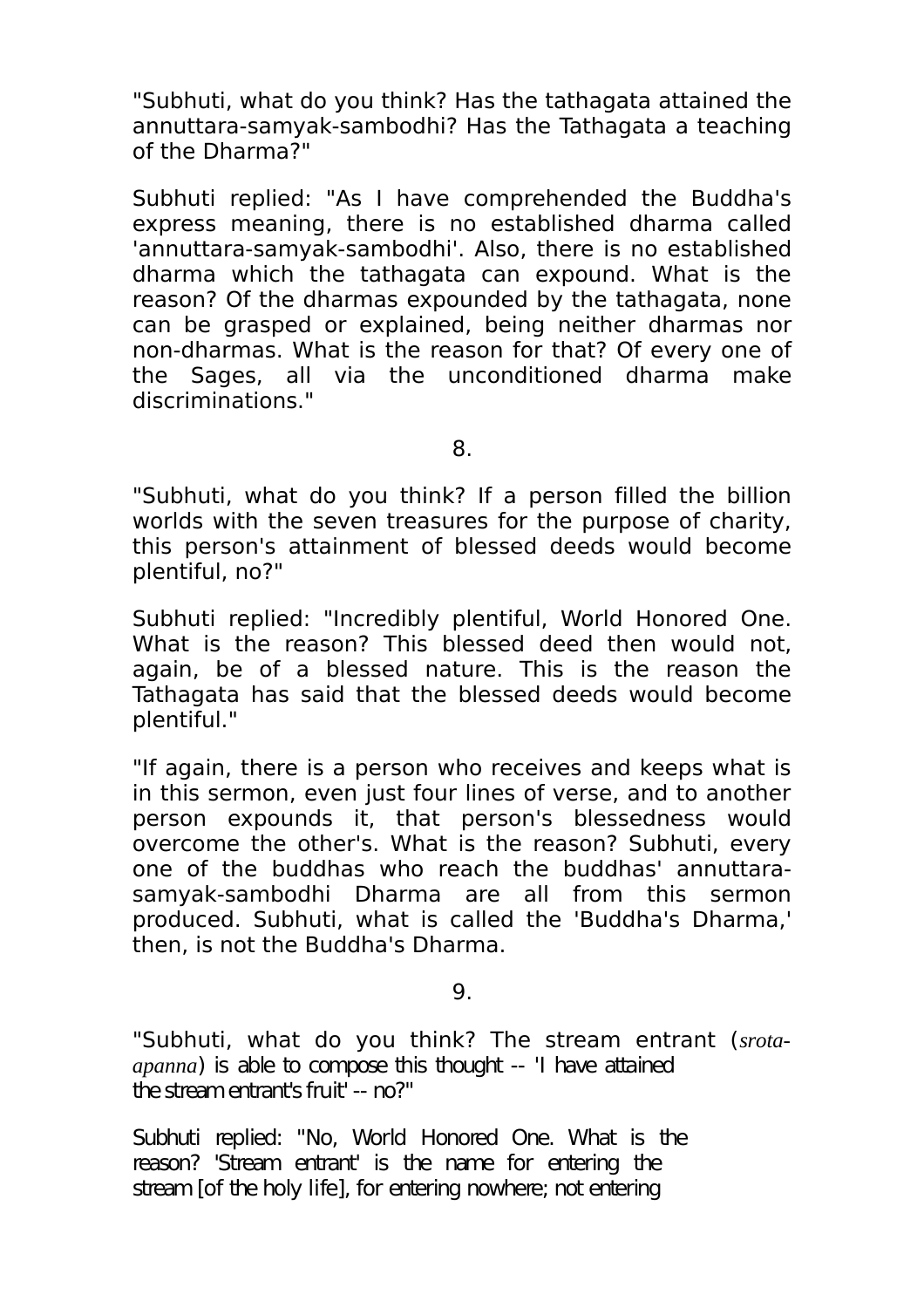"Subhuti, what do you think? Has the tathagata attained the annuttara-samyak-sambodhi? Has the Tathagata a teaching of the Dharma?"

Subhuti replied: "As I have comprehended the Buddha's express meaning, there is no established dharma called 'annuttara-samyak-sambodhi'. Also, there is no established dharma which the tathagata can expound. What is the reason? Of the dharmas expounded by the tathagata, none can be grasped or explained, being neither dharmas nor non-dharmas. What is the reason for that? Of every one of the Sages, all via the unconditioned dharma make discriminations."

8.

"Subhuti, what do you think? If a person filled the billion worlds with the seven treasures for the purpose of charity, this person's attainment of blessed deeds would become plentiful, no?"

Subhuti replied: "Incredibly plentiful, World Honored One. What is the reason? This blessed deed then would not, again, be of a blessed nature. This is the reason the Tathagata has said that the blessed deeds would become plentiful."

"If again, there is a person who receives and keeps what is in this sermon, even just four lines of verse, and to another person expounds it, that person's blessedness would overcome the other's. What is the reason? Subhuti, every one of the buddhas who reach the buddhas' annuttara-samyak-sambodhi Dharma are all from this sermon produced. Subhuti, what is called the 'Buddha's Dharma,' then, is not the Buddha's Dharma.

9.

"Subhuti, what do you think? The stream entrant (*srota-apanna*) is able to compose this thought -- 'I have attained the stream entrant's fruit' -- no?"

Subhuti replied: "No, World Honored One. What is the reason? 'Stream entrant' is the name for entering the stream [of the holy life], for entering nowhere; not entering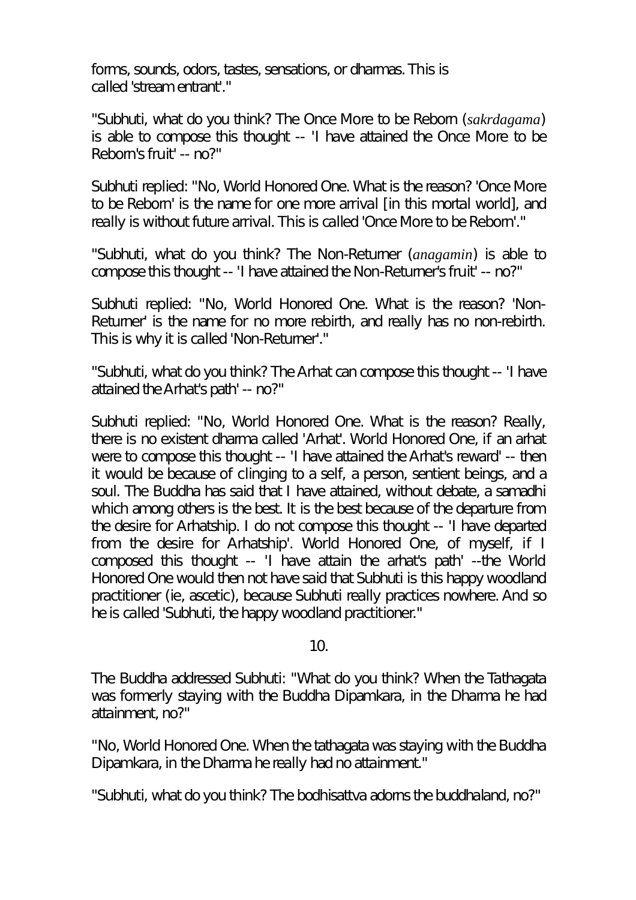forms, sounds, odors, tastes, sensations, or dharmas. This is called 'stream entrant'."

"Subhuti, what do you think? The Once More to be Reborn (*sakrdagama*) is able to compose this thought -- 'I have attained the Once More to be Reborn's fruit' -- no?"

Subhuti replied: "No, World Honored One. What is the reason? 'Once More to be Reborn' is the name for one more arrival [in this mortal world], and really is without future arrival. This is called 'Once More to be Reborn'."

"Subhuti, what do you think? The Non-Returner (*anagamin*) is able to compose this thought -- 'I have attained the Non-Returner's fruit' -- no?"

Subhuti replied: "No, World Honored One. What is the reason? 'Non-Returner' is the name for no more rebirth, and really has no non-rebirth. This is why it is called 'Non-Returner'."

"Subhuti, what do you think? The Arhat can compose this thought -- 'I have attained the Arhat's path' -- no?"

Subhuti replied: "No, World Honored One. What is the reason? Really, there is no existent dharma called 'Arhat'. World Honored One, if an arhat were to compose this thought -- 'I have attained the Arhat's reward' -- then it would be because of clinging to a self, a person, sentient beings, and a soul. The Buddha has said that I have attained, without debate, a samadhi which among others is the best. It is the best because of the departure from the desire for Arhatship. I do not compose this thought -- 'I have departed from the desire for Arhatship'. World Honored One, of myself, if I composed this thought -- 'I have attain the arhat's path' --the World Honored One would then not have said that Subhuti is this happy woodland practitioner (ie, ascetic), because Subhuti really practices nowhere. And so he is called 'Subhuti, the happy woodland practitioner."

10.

The Buddha addressed Subhuti: "What do you think? When the Tathagata was formerly staying with the Buddha Dipamkara, in the Dharma he had attainment, no?"

"No, World Honored One. When the tathagata was staying with the Buddha Dipamkara, in the Dharma he really had no attainment."

"Subhuti, what do you think? The bodhisattva adorns the buddhaland, no?"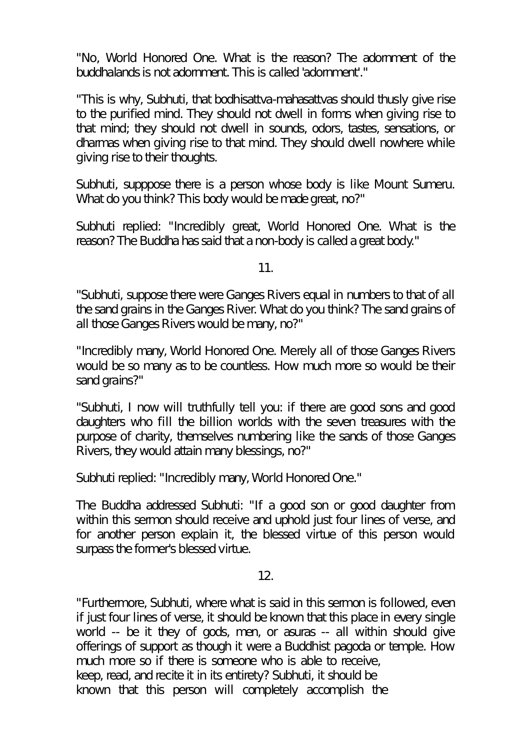"No, World Honored One. What is the reason? The adornment of the buddhalands is not adornment. This is called 'adornment'."

"This is why, Subhuti, that bodhisattva-mahasattvas should thusly give rise to the purified mind. They should not dwell in forms when giving rise to that mind; they should not dwell in sounds, odors, tastes, sensations, or dharmas when giving rise to that mind. They should dwell nowhere while giving rise to their thoughts.

Subhuti, supppose there is a person whose body is like Mount Sumeru. What do you think? This body would be made great, no?"

Subhuti replied: "Incredibly great, World Honored One. What is the reason? The Buddha has said that a non-body is called a great body."

11.

"Subhuti, suppose there were Ganges Rivers equal in numbers to that of all the sand grains in the Ganges River. What do you think? The sand grains of all those Ganges Rivers would be many, no?"

"Incredibly many, World Honored One. Merely all of those Ganges Rivers would be so many as to be countless. How much more so would be their sand grains?"

"Subhuti, I now will truthfully tell you: if there are good sons and good daughters who fill the billion worlds with the seven treasures with the purpose of charity, themselves numbering like the sands of those Ganges Rivers, they would attain many blessings, no?"

Subhuti replied: "Incredibly many, World Honored One."

The Buddha addressed Subhuti: "If a good son or good daughter from within this sermon should receive and uphold just four lines of verse, and for another person explain it, the blessed virtue of this person would surpass the former's blessed virtue.

12.

"Furthermore, Subhuti, where what is said in this sermon is followed, even if just four lines of verse, it should be known that this place in every single world -- be it they of gods, men, or asuras -- all within should give offerings of support as though it were a Buddhist pagoda or temple. How much more so if there is someone who is able to receive, keep, read, and recite it in its entirety? Subhuti, it should be known that this person will completely accomplish the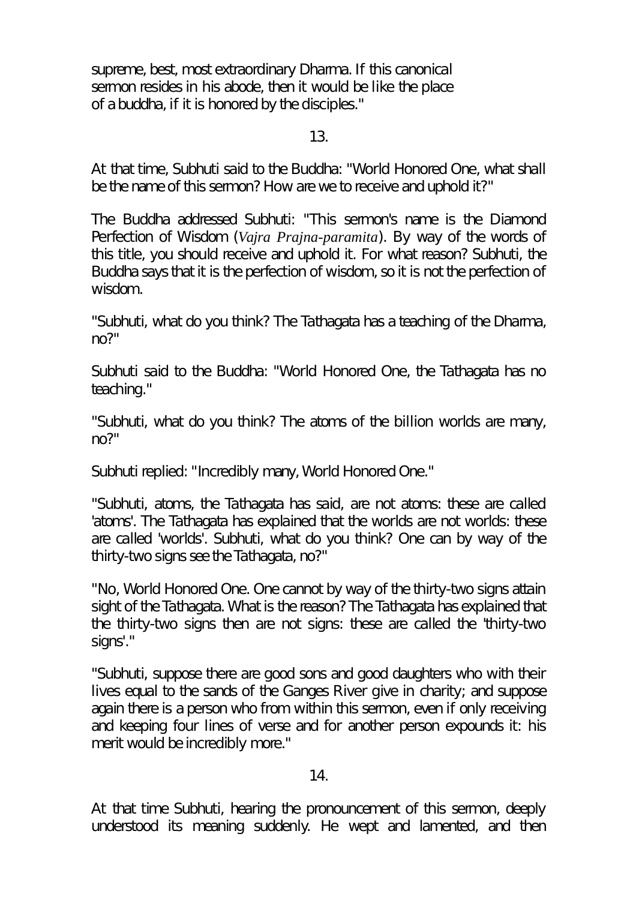supreme, best, most extraordinary Dharma. If this canonical sermon resides in his abode, then it would be like the place of a buddha, if it is honored by the disciples."

13.

At that time, Subhuti said to the Buddha: "World Honored One, what shall be the name of this sermon? How are we to receive and uphold it?"

The Buddha addressed Subhuti: "This sermon's name is the Diamond Perfection of Wisdom (*Vajra Prajna-paramita*). By way of the words of this title, you should receive and uphold it. For what reason? Subhuti, the Buddha says that it is the perfection of wisdom, so it is not the perfection of wisdom.

"Subhuti, what do you think? The Tathagata has a teaching of the Dharma, no?"

Subhuti said to the Buddha: "World Honored One, the Tathagata has no teaching."

"Subhuti, what do you think? The atoms of the billion worlds are many, no?"

Subhuti replied: "Incredibly many, World Honored One."

"Subhuti, atoms, the Tathagata has said, are not atoms: these are called 'atoms'. The Tathagata has explained that the worlds are not worlds: these are called 'worlds'. Subhuti, what do you think? One can by way of the thirty-two signs see the Tathagata, no?"

"No, World Honored One. One cannot by way of the thirty-two signs attain sight of the Tathagata. What is the reason? The Tathagata has explained that the thirty-two signs then are not signs: these are called the 'thirty-two signs'."

"Subhuti, suppose there are good sons and good daughters who with their lives equal to the sands of the Ganges River give in charity; and suppose again there is a person who from within this sermon, even if only receiving and keeping four lines of verse and for another person expounds it: his merit would be incredibly more."

14.

At that time Subhuti, hearing the pronouncement of this sermon, deeply understood its meaning suddenly. He wept and lamented, and then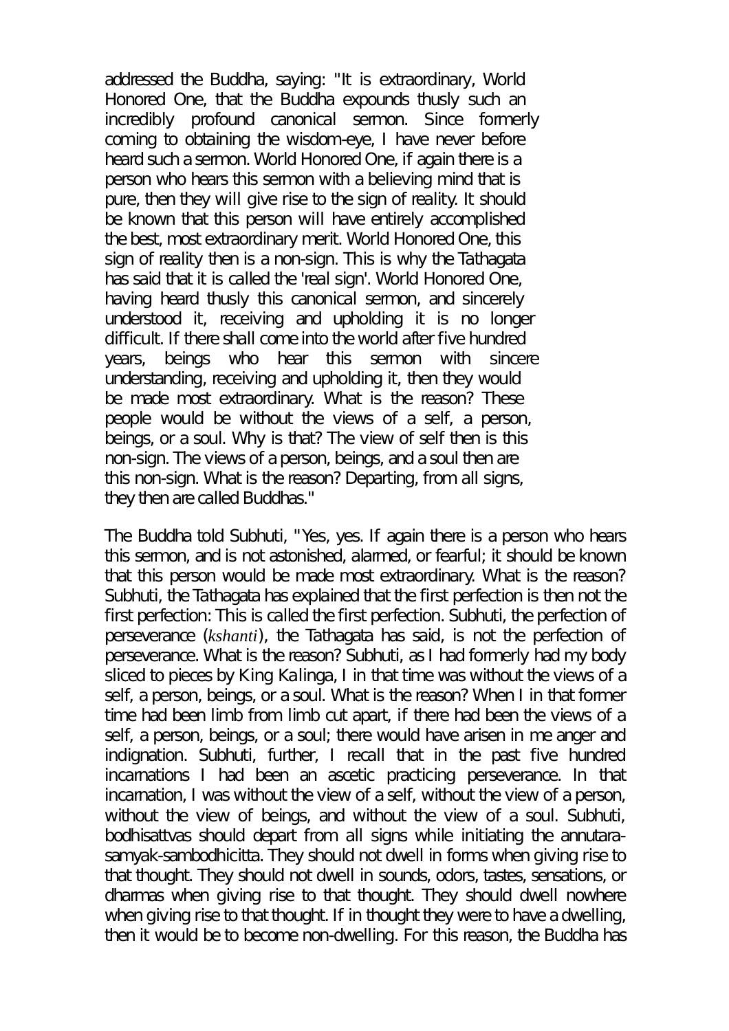addressed the Buddha, saying: "It is extraordinary, World Honored One, that the Buddha expounds thusly such an incredibly profound canonical sermon. Since formerly coming to obtaining the wisdom-eye, I have never before heard such a sermon. World Honored One, if again there is a person who hears this sermon with a believing mind that is pure, then they will give rise to the sign of reality. It should be known that this person will have entirely accomplished the best, most extraordinary merit. World Honored One, this sign of reality then is a non-sign. This is why the Tathagata has said that it is called the 'real sign'. World Honored One, having heard thusly this canonical sermon, and sincerely understood it, receiving and upholding it is no longer difficult. If there shall come into the world after five hundred years, beings who hear this sermon with sincere understanding, receiving and upholding it, then they would be made most extraordinary. What is the reason? These people would be without the views of a self, a person, beings, or a soul. Why is that? The view of self then is this non-sign. The views of a person, beings, and a soul then are this non-sign. What is the reason? Departing, from all signs, they then are called Buddhas."

The Buddha told Subhuti, "Yes, yes. If again there is a person who hears this sermon, and is not astonished, alarmed, or fearful; it should be known that this person would be made most extraordinary. What is the reason? Subhuti, the Tathagata has explained that the first perfection is then not the first perfection: This is called the first perfection. Subhuti, the perfection of perseverance (*kshanti*), the Tathagata has said, is not the perfection of perseverance. What is the reason? Subhuti, as I had formerly had my body sliced to pieces by King Kalinga, I in that time was without the views of a self, a person, beings, or a soul. What is the reason? When I in that former time had been limb from limb cut apart, if there had been the views of a self, a person, beings, or a soul; there would have arisen in me anger and indignation. Subhuti, further, I recall that in the past five hundred incarnations I had been an ascetic practicing perseverance. In that incarnation, I was without the view of a self, without the view of a person, without the view of beings, and without the view of a soul. Subhuti, bodhisattvas should depart from all signs while initiating the annutara-samyak-sambodhicitta. They should not dwell in forms when giving rise to that thought. They should not dwell in sounds, odors, tastes, sensations, or dharmas when giving rise to that thought. They should dwell nowhere when giving rise to that thought. If in thought they were to have a dwelling, then it would be to become non-dwelling. For this reason, the Buddha has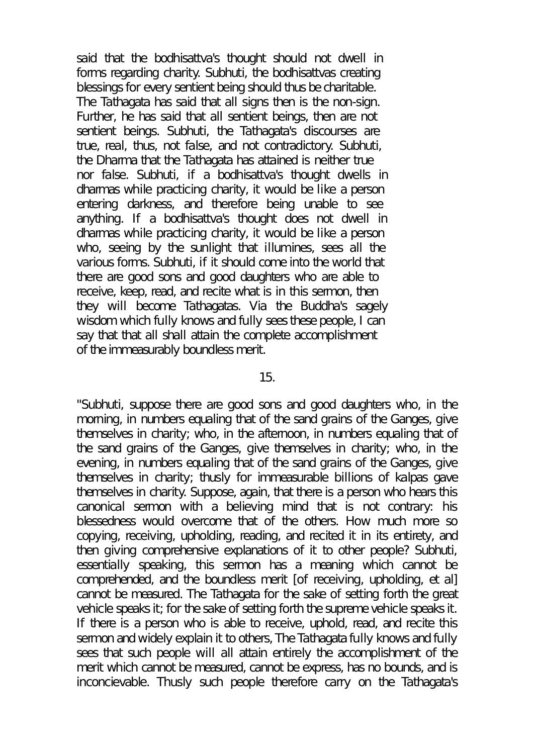said that the bodhisattva's thought should not dwell in forms regarding charity. Subhuti, the bodhisattvas creating blessings for every sentient being should thus be charitable. The Tathagata has said that all signs then is the non-sign. Further, he has said that all sentient beings, then are not sentient beings. Subhuti, the Tathagata's discourses are true, real, thus, not false, and not contradictory. Subhuti, the Dharma that the Tathagata has attained is neither true nor false. Subhuti, if a bodhisattva's thought dwells in dharmas while practicing charity, it would be like a person entering darkness, and therefore being unable to see anything. If a bodhisattva's thought does not dwell in dharmas while practicing charity, it would be like a person who, seeing by the sunlight that illumines, sees all the various forms. Subhuti, if it should come into the world that there are good sons and good daughters who are able to receive, keep, read, and recite what is in this sermon, then they will become Tathagatas. Via the Buddha's sagely wisdom which fully knows and fully sees these people, I can say that that all shall attain the complete accomplishment of the immeasurably boundless merit.

## 15.

"Subhuti, suppose there are good sons and good daughters who, in the morning, in numbers equaling that of the sand grains of the Ganges, give themselves in charity; who, in the afternoon, in numbers equaling that of the sand grains of the Ganges, give themselves in charity; who, in the evening, in numbers equaling that of the sand grains of the Ganges, give themselves in charity; thusly for immeasurable billions of kalpas gave themselves in charity. Suppose, again, that there is a person who hears this canonical sermon with a believing mind that is not contrary: his blessedness would overcome that of the others. How much more so copying, receiving, upholding, reading, and recited it in its entirety, and then giving comprehensive explanations of it to other people? Subhuti, essentially speaking, this sermon has a meaning which cannot be comprehended, and the boundless merit [of receiving, upholding, et al] cannot be measured. The Tathagata for the sake of setting forth the great vehicle speaks it; for the sake of setting forth the supreme vehicle speaks it. If there is a person who is able to receive, uphold, read, and recite this sermon and widely explain it to others, The Tathagata fully knows and fully sees that such people will all attain entirely the accomplishment of the merit which cannot be measured, cannot be express, has no bounds, and is inconcievable. Thusly such people therefore carry on the Tathagata's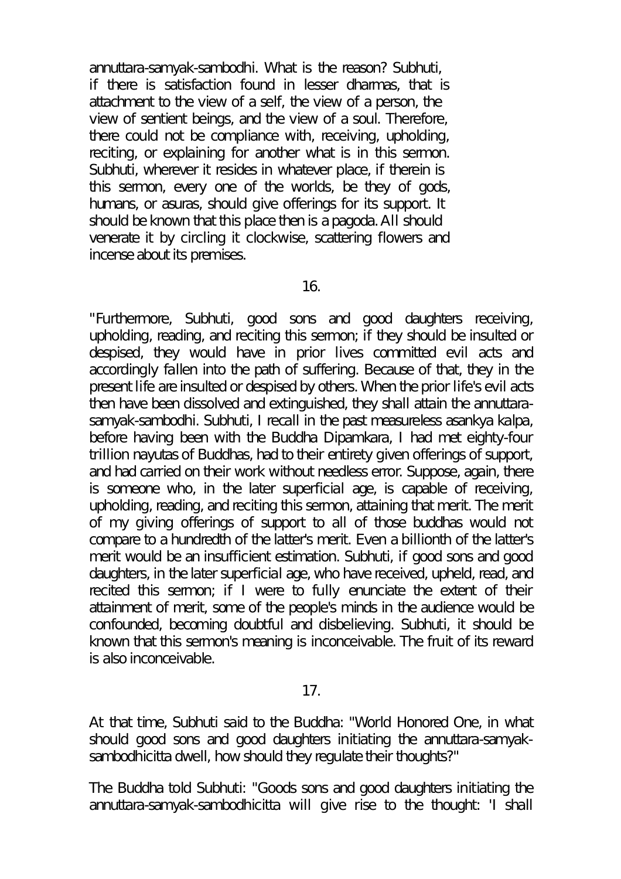annuttara-samyak-sambodhi. What is the reason? Subhuti, if there is satisfaction found in lesser dharmas, that is attachment to the view of a self, the view of a person, the view of sentient beings, and the view of a soul. Therefore, there could not be compliance with, receiving, upholding, reciting, or explaining for another what is in this sermon. Subhuti, wherever it resides in whatever place, if therein is this sermon, every one of the worlds, be they of gods, humans, or asuras, should give offerings for its support. It should be known that this place then is a pagoda. All should venerate it by circling it clockwise, scattering flowers and incense about its premises.

16.

"Furthermore, Subhuti, good sons and good daughters receiving, upholding, reading, and reciting this sermon; if they should be insulted or despised, they would have in prior lives committed evil acts and accordingly fallen into the path of suffering. Because of that, they in the present life are insulted or despised by others. When the prior life's evil acts then have been dissolved and extinguished, they shall attain the annuttara-samyak-sambodhi. Subhuti, I recall in the past measureless asankya kalpa, before having been with the Buddha Dipamkara, I had met eighty-four trillion nayutas of Buddhas, had to their entirety given offerings of support, and had carried on their work without needless error. Suppose, again, there is someone who, in the later superficial age, is capable of receiving, upholding, reading, and reciting this sermon, attaining that merit. The merit of my giving offerings of support to all of those buddhas would not compare to a hundredth of the latter's merit. Even a billionth of the latter's merit would be an insufficient estimation. Subhuti, if good sons and good daughters, in the later superficial age, who have received, upheld, read, and recited this sermon; if I were to fully enunciate the extent of their attainment of merit, some of the people's minds in the audience would be confounded, becoming doubtful and disbelieving. Subhuti, it should be known that this sermon's meaning is inconceivable. The fruit of its reward is also inconceivable.

17.

At that time, Subhuti said to the Buddha: "World Honored One, in what should good sons and good daughters initiating the annuttara-samyak-sambodhicitta dwell, how should they regulate their thoughts?"

The Buddha told Subhuti: "Goods sons and good daughters initiating the annuttara-samyak-sambodhicitta will give rise to the thought: 'I shall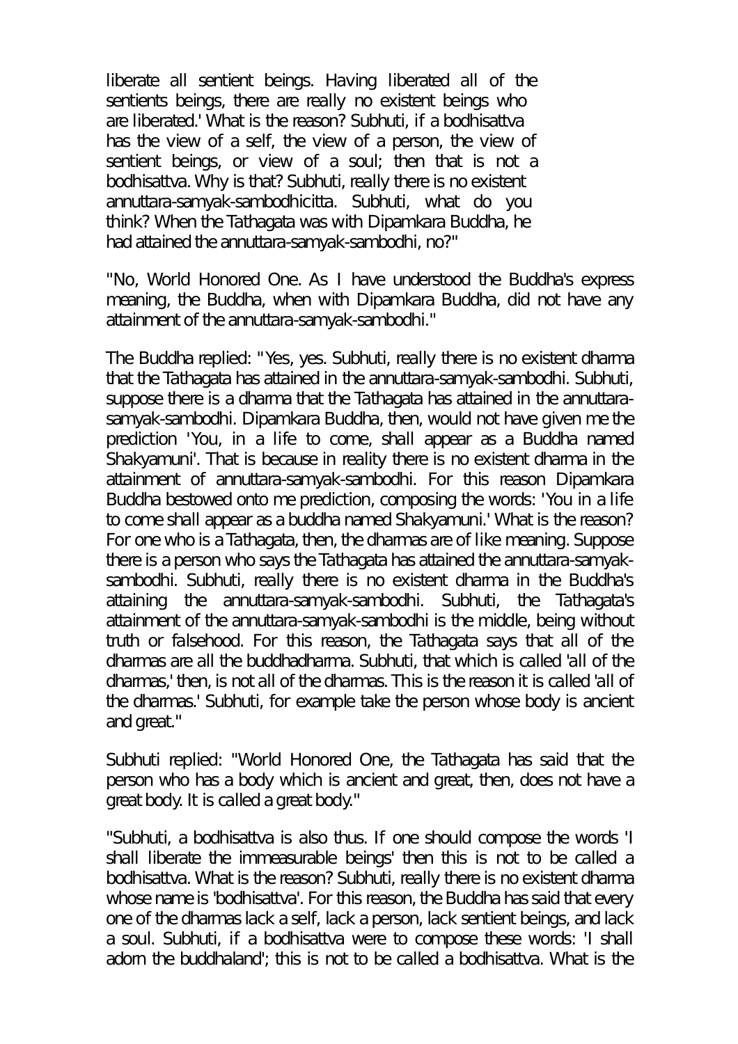liberate all sentient beings. Having liberated all of the sentients beings, there are really no existent beings who are liberated.' What is the reason? Subhuti, if a bodhisattva has the view of a self, the view of a person, the view of sentient beings, or view of a soul; then that is not a bodhisattva. Why is that? Subhuti, really there is no existent annuttara-samyak-sambodhicitta. Subhuti, what do you think? When the Tathagata was with Dipamkara Buddha, he had attained the annuttara-samyak-sambodhi, no?"

"No, World Honored One. As I have understood the Buddha's express meaning, the Buddha, when with Dipamkara Buddha, did not have any attainment of the annuttara-samyak-sambodhi."

The Buddha replied: "Yes, yes. Subhuti, really there is no existent dharma that the Tathagata has attained in the annuttara-samyak-sambodhi. Subhuti, suppose there is a dharma that the Tathagata has attained in the annuttara-samyak-sambodhi. Dipamkara Buddha, then, would not have given me the prediction 'You, in a life to come, shall appear as a Buddha named Shakyamuni'. That is because in reality there is no existent dharma in the attainment of annuttara-samyak-sambodhi. For this reason Dipamkara Buddha bestowed onto me prediction, composing the words: 'You in a life to come shall appear as a buddha named Shakyamuni.' What is the reason? For one who is a Tathagata, then, the dharmas are of like meaning. Suppose there is a person who says the Tathagata has attained the annuttara-samyak-sambodhi. Subhuti, really there is no existent dharma in the Buddha's attaining the annuttara-samyak-sambodhi. Subhuti, the Tathagata's attainment of the annuttara-samyak-sambodhi is the middle, being without truth or falsehood. For this reason, the Tathagata says that all of the dharmas are all the buddhadharma. Subhuti, that which is called 'all of the dharmas,' then, is not all of the dharmas. This is the reason it is called 'all of the dharmas.' Subhuti, for example take the person whose body is ancient and great."

Subhuti replied: "World Honored One, the Tathagata has said that the person who has a body which is ancient and great, then, does not have a great body. It is called a great body."

"Subhuti, a bodhisattva is also thus. If one should compose the words 'I shall liberate the immeasurable beings' then this is not to be called a bodhisattva. What is the reason? Subhuti, really there is no existent dharma whose name is 'bodhisattva'. For this reason, the Buddha has said that every one of the dharmas lack a self, lack a person, lack sentient beings, and lack a soul. Subhuti, if a bodhisattva were to compose these words: 'I shall adorn the buddhaland'; this is not to be called a bodhisattva. What is the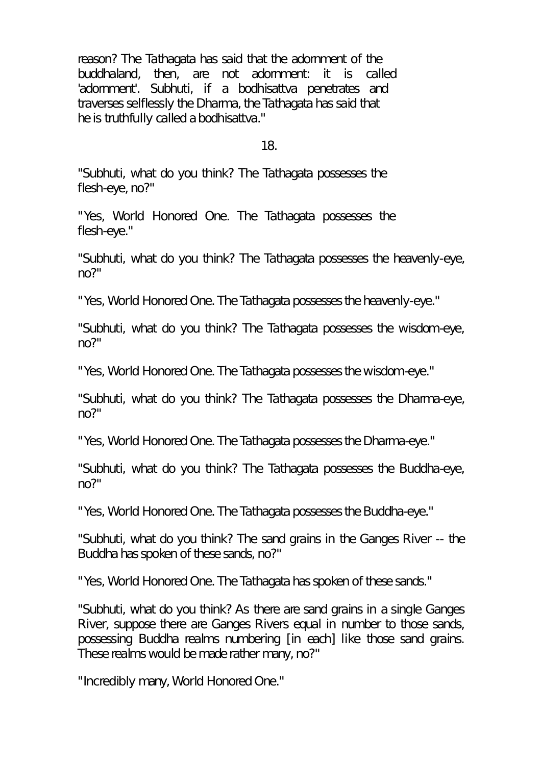reason? The Tathagata has said that the adornment of the buddhaland, then, are not adornment: it is called 'adornment'. Subhuti, if a bodhisattva penetrates and traverses selflessly the Dharma, the Tathagata has said that he is truthfully called a bodhisattva."

18.

"Subhuti, what do you think? The Tathagata possesses the flesh-eye, no?"

"Yes, World Honored One. The Tathagata possesses the flesh-eye."

"Subhuti, what do you think? The Tathagata possesses the heavenly-eye, no?"

"Yes, World Honored One. The Tathagata possesses the heavenly-eye."

"Subhuti, what do you think? The Tathagata possesses the wisdom-eye, no?"

"Yes, World Honored One. The Tathagata possesses the wisdom-eye."

"Subhuti, what do you think? The Tathagata possesses the Dharma-eye, no?"

"Yes, World Honored One. The Tathagata possesses the Dharma-eye."

"Subhuti, what do you think? The Tathagata possesses the Buddha-eye, no?"

"Yes, World Honored One. The Tathagata possesses the Buddha-eye."

"Subhuti, what do you think? The sand grains in the Ganges River -- the Buddha has spoken of these sands, no?"

"Yes, World Honored One. The Tathagata has spoken of these sands."

"Subhuti, what do you think? As there are sand grains in a single Ganges River, suppose there are Ganges Rivers equal in number to those sands, possessing Buddha realms numbering [in each] like those sand grains. These realms would be made rather many, no?"

"Incredibly many, World Honored One."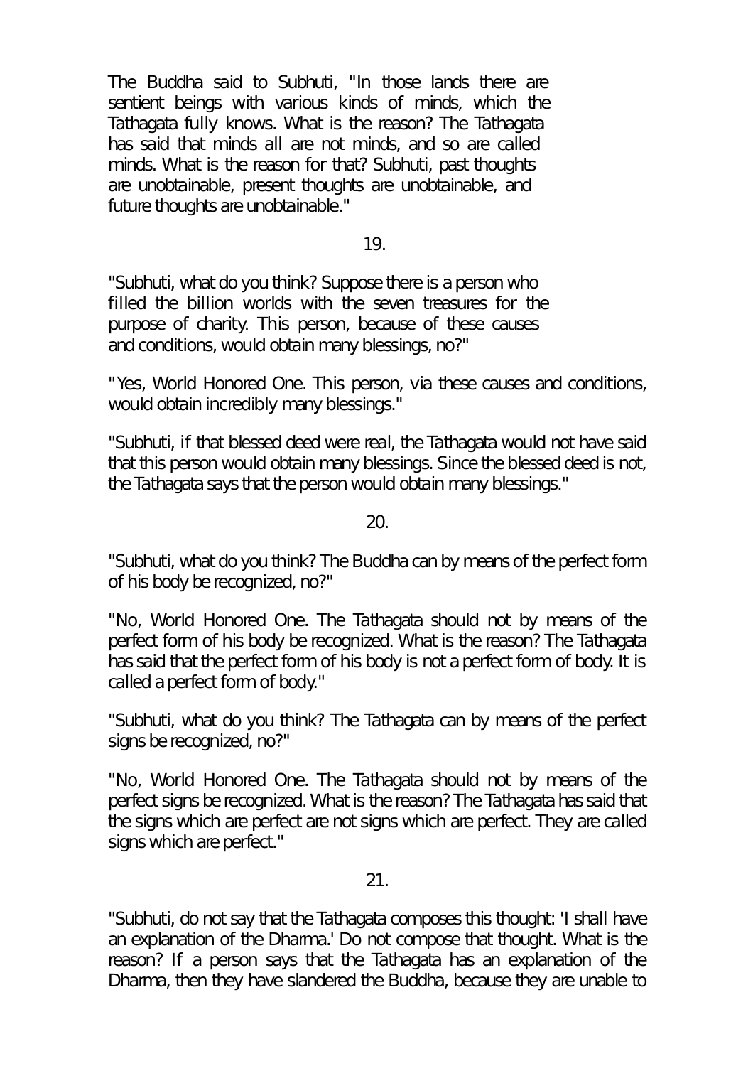The Buddha said to Subhuti, "In those lands there are sentient beings with various kinds of minds, which the Tathagata fully knows. What is the reason? The Tathagata has said that minds all are not minds, and so are called minds. What is the reason for that? Subhuti, past thoughts are unobtainable, present thoughts are unobtainable, and future thoughts are unobtainable."

19.

"Subhuti, what do you think? Suppose there is a person who filled the billion worlds with the seven treasures for the purpose of charity. This person, because of these causes and conditions, would obtain many blessings, no?"

"Yes, World Honored One. This person, via these causes and conditions, would obtain incredibly many blessings."

"Subhuti, if that blessed deed were real, the Tathagata would not have said that this person would obtain many blessings. Since the blessed deed is not, the Tathagata says that the person would obtain many blessings."

20.

"Subhuti, what do you think? The Buddha can by means of the perfect form of his body be recognized, no?"

"No, World Honored One. The Tathagata should not by means of the perfect form of his body be recognized. What is the reason? The Tathagata has said that the perfect form of his body is not a perfect form of body. It is called a perfect form of body."

"Subhuti, what do you think? The Tathagata can by means of the perfect signs be recognized, no?"

"No, World Honored One. The Tathagata should not by means of the perfect signs be recognized. What is the reason? The Tathagata has said that the signs which are perfect are not signs which are perfect. They are called signs which are perfect."

21.

"Subhuti, do not say that the Tathagata composes this thought: 'I shall have an explanation of the Dharma.' Do not compose that thought. What is the reason? If a person says that the Tathagata has an explanation of the Dharma, then they have slandered the Buddha, because they are unable to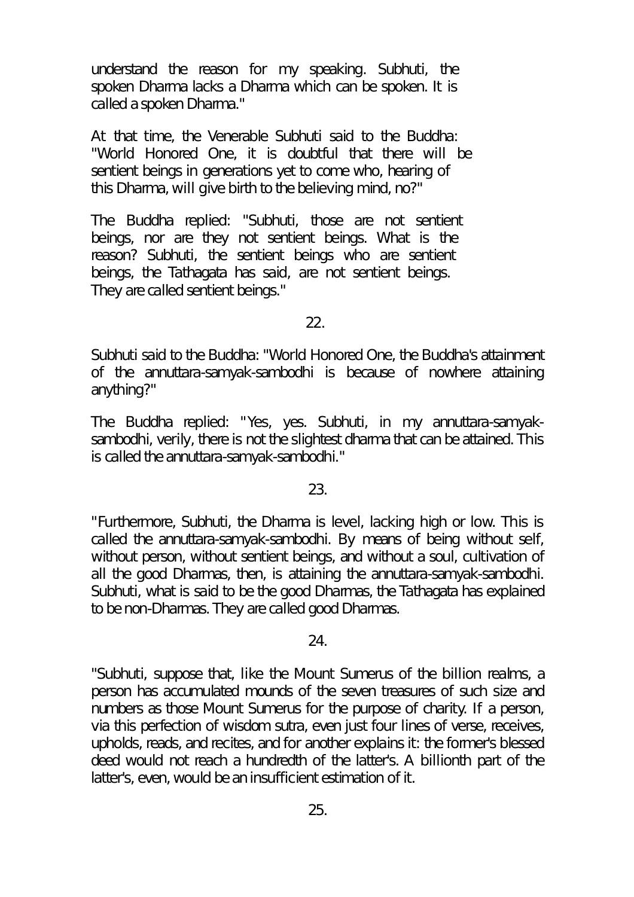understand the reason for my speaking. Subhuti, the spoken Dharma lacks a Dharma which can be spoken. It is called a spoken Dharma."

At that time, the Venerable Subhuti said to the Buddha: "World Honored One, it is doubtful that there will be sentient beings in generations yet to come who, hearing of this Dharma, will give birth to the believing mind, no?"

The Buddha replied: "Subhuti, those are not sentient beings, nor are they not sentient beings. What is the reason? Subhuti, the sentient beings who are sentient beings, the Tathagata has said, are not sentient beings. They are called sentient beings."

22.

Subhuti said to the Buddha: "World Honored One, the Buddha's attainment of the annuttara-samyak-sambodhi is because of nowhere attaining anything?"

The Buddha replied: "Yes, yes. Subhuti, in my annuttara-samyak-sambodhi, verily, there is not the slightest dharma that can be attained. This is called the annuttara-samyak-sambodhi."

23.

"Furthermore, Subhuti, the Dharma is level, lacking high or low. This is called the annuttara-samyak-sambodhi. By means of being without self, without person, without sentient beings, and without a soul, cultivation of all the good Dharmas, then, is attaining the annuttara-samyak-sambodhi. Subhuti, what is said to be the good Dharmas, the Tathagata has explained to be non-Dharmas. They are called good Dharmas.

24.

"Subhuti, suppose that, like the Mount Sumerus of the billion realms, a person has accumulated mounds of the seven treasures of such size and numbers as those Mount Sumerus for the purpose of charity. If a person, via this perfection of wisdom sutra, even just four lines of verse, receives, upholds, reads, and recites, and for another explains it: the former's blessed deed would not reach a hundredth of the latter's. A billionth part of the latter's, even, would be an insufficient estimation of it.

25.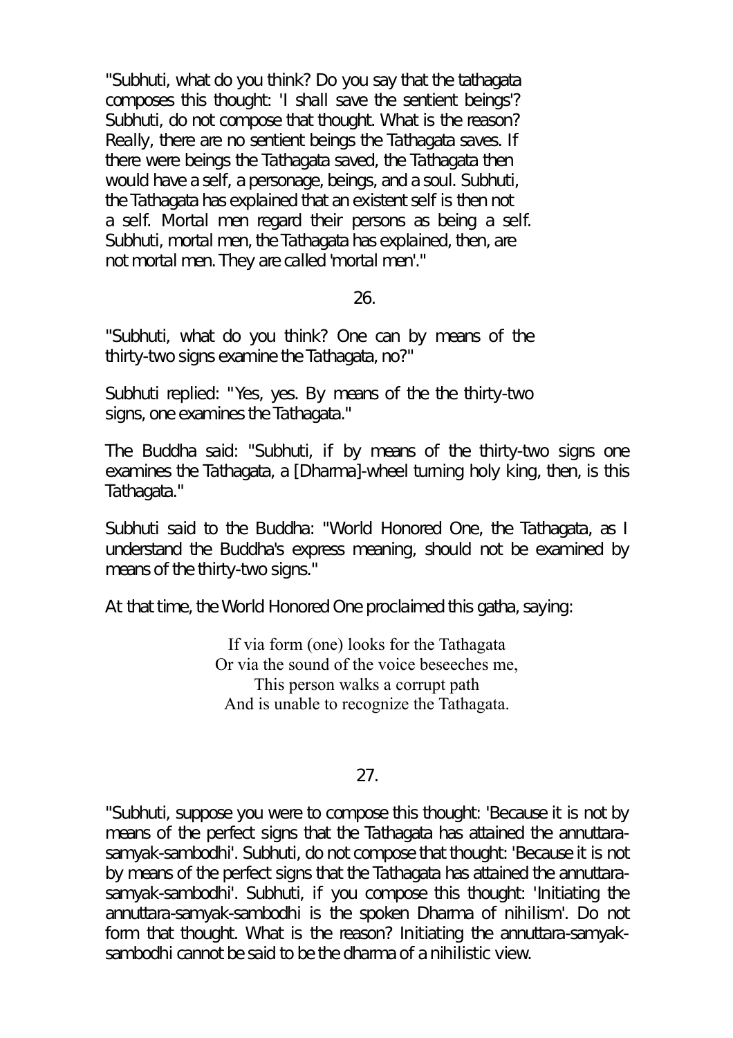"Subhuti, what do you think? Do you say that the tathagata composes this thought: 'I shall save the sentient beings'? Subhuti, do not compose that thought. What is the reason? Really, there are no sentient beings the Tathagata saves. If there were beings the Tathagata saved, the Tathagata then would have a self, a personage, beings, and a soul. Subhuti, the Tathagata has explained that an existent self is then not a self. Mortal men regard their persons as being a self. Subhuti, mortal men, the Tathagata has explained, then, are not mortal men. They are called 'mortal men'."

26.

"Subhuti, what do you think? One can by means of the thirty-two signs examine the Tathagata, no?"

Subhuti replied: "Yes, yes. By means of the the thirty-two signs, one examines the Tathagata."

The Buddha said: "Subhuti, if by means of the thirty-two signs one examines the Tathagata, a [Dharma]-wheel turning holy king, then, is this Tathagata."

Subhuti said to the Buddha: "World Honored One, the Tathagata, as I understand the Buddha's express meaning, should not be examined by means of the thirty-two signs."

At that time, the World Honored One proclaimed this gatha, saying:

If via form (one) looks for the Tathagata  
Or via the sound of the voice beseeches me,  
This person walks a corrupt path  
And is unable to recognize the Tathagata.

27.

"Subhuti, suppose you were to compose this thought: 'Because it is not by means of the perfect signs that the Tathagata has attained the annuttara-samyak-sambodhi'. Subhuti, do not compose that thought: 'Because it is not by means of the perfect signs that the Tathagata has attained the annuttara-samyak-sambodhi'. Subhuti, if you compose this thought: 'Initiating the annuttara-samyak-sambodhi is the spoken Dharma of nihilism'. Do not form that thought. What is the reason? Initiating the annuttara-samyak-sambodhi cannot be said to be the dharma of a nihilistic view.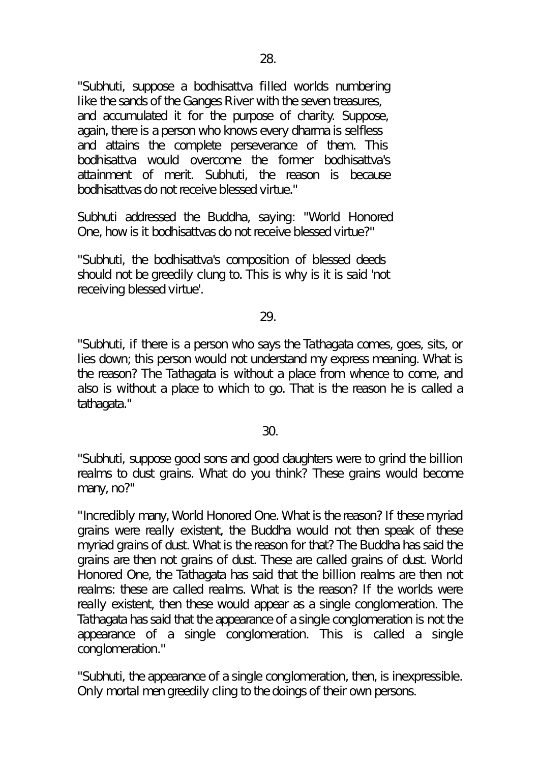28.

"Subhuti, suppose a bodhisattva filled worlds numbering like the sands of the Ganges River with the seven treasures, and accumulated it for the purpose of charity. Suppose, again, there is a person who knows every dharma is selfless and attains the complete perseverance of them. This bodhisattva would overcome the former bodhisattva's attainment of merit. Subhuti, the reason is because bodhisattvas do not receive blessed virtue."

Subhuti addressed the Buddha, saying: "World Honored One, how is it bodhisattvas do not receive blessed virtue?"

"Subhuti, the bodhisattva's composition of blessed deeds should not be greedily clung to. This is why is it is said 'not receiving blessed virtue'.

29.

"Subhuti, if there is a person who says the Tathagata comes, goes, sits, or lies down; this person would not understand my express meaning. What is the reason? The Tathagata is without a place from whence to come, and also is without a place to which to go. That is the reason he is called a tathagata."

30.

"Subhuti, suppose good sons and good daughters were to grind the billion realms to dust grains. What do you think? These grains would become many, no?"

"Incredibly many, World Honored One. What is the reason? If these myriad grains were really existent, the Buddha would not then speak of these myriad grains of dust. What is the reason for that? The Buddha has said the grains are then not grains of dust. These are called grains of dust. World Honored One, the Tathagata has said that the billion realms are then not realms: these are called realms. What is the reason? If the worlds were really existent, then these would appear as a single conglomeration. The Tathagata has said that the appearance of a single conglomeration is not the appearance of a single conglomeration. This is called a single conglomeration."

"Subhuti, the appearance of a single conglomeration, then, is inexpressible. Only mortal men greedily cling to the doings of their own persons.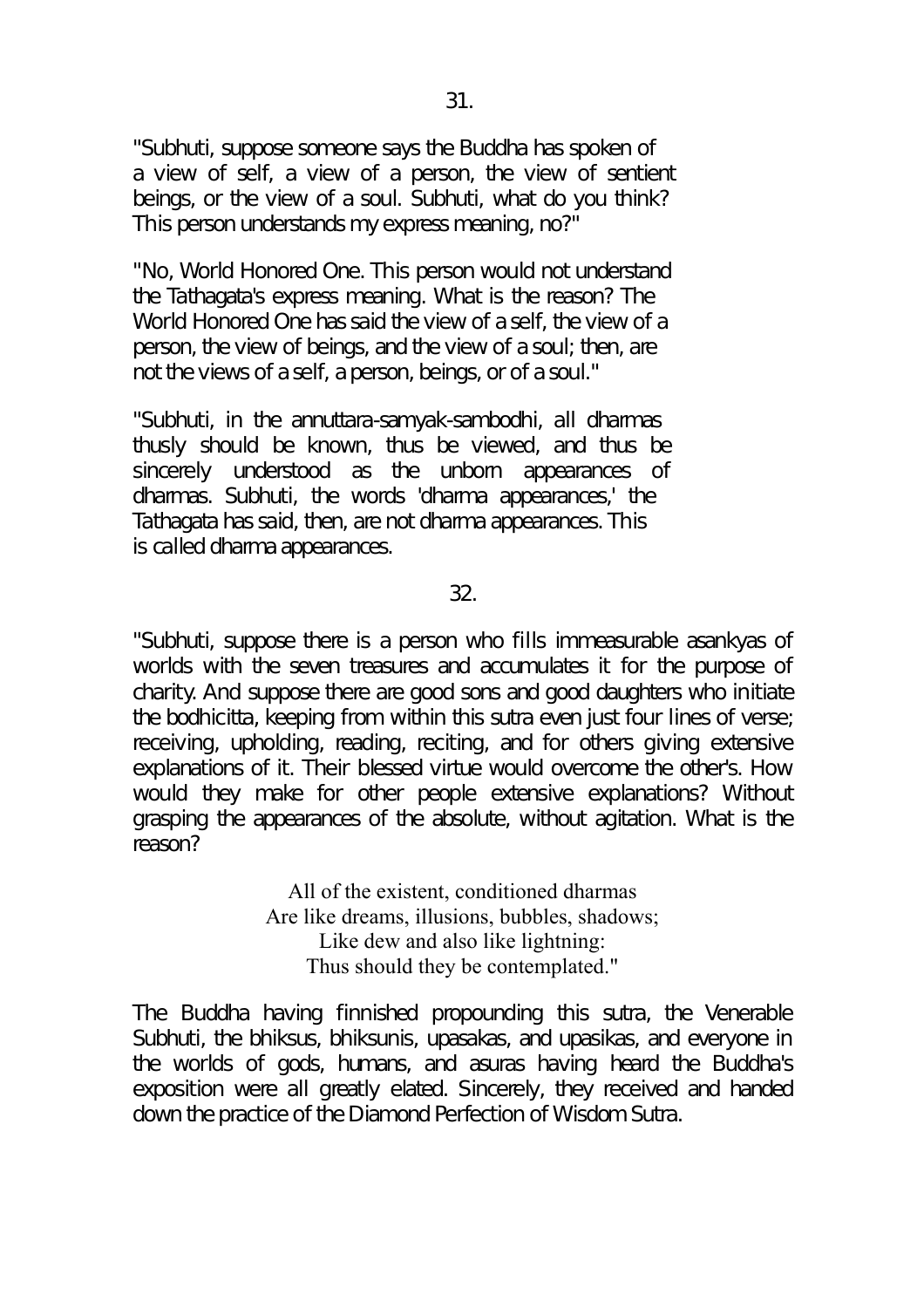31.

"Subhuti, suppose someone says the Buddha has spoken of a view of self, a view of a person, the view of sentient beings, or the view of a soul. Subhuti, what do you think? This person understands my express meaning, no?"

"No, World Honored One. This person would not understand the Tathagata's express meaning. What is the reason? The World Honored One has said the view of a self, the view of a person, the view of beings, and the view of a soul; then, are not the views of a self, a person, beings, or of a soul."

"Subhuti, in the annuttara-samyak-sambodhi, all dharmas thusly should be known, thus be viewed, and thus be sincerely understood as the unborn appearances of dharmas. Subhuti, the words 'dharma appearances,' the Tathagata has said, then, are not dharma appearances. This is called dharma appearances.

32.

"Subhuti, suppose there is a person who fills immeasurable asankyas of worlds with the seven treasures and accumulates it for the purpose of charity. And suppose there are good sons and good daughters who initiate the bodhicitta, keeping from within this sutra even just four lines of verse; receiving, upholding, reading, reciting, and for others giving extensive explanations of it. Their blessed virtue would overcome the other's. How would they make for other people extensive explanations? Without grasping the appearances of the absolute, without agitation. What is the reason?

All of the existent, conditioned dharmas
Are like dreams, illusions, bubbles, shadows;
Like dew and also like lightning:
Thus should they be contemplated."

The Buddha having finnished propounding this sutra, the Venerable Subhuti, the bhiksus, bhiksunis, upasakas, and upasikas, and everyone in the worlds of gods, humans, and asuras having heard the Buddha's exposition were all greatly elated. Sincerely, they received and handed down the practice of the Diamond Perfection of Wisdom Sutra.